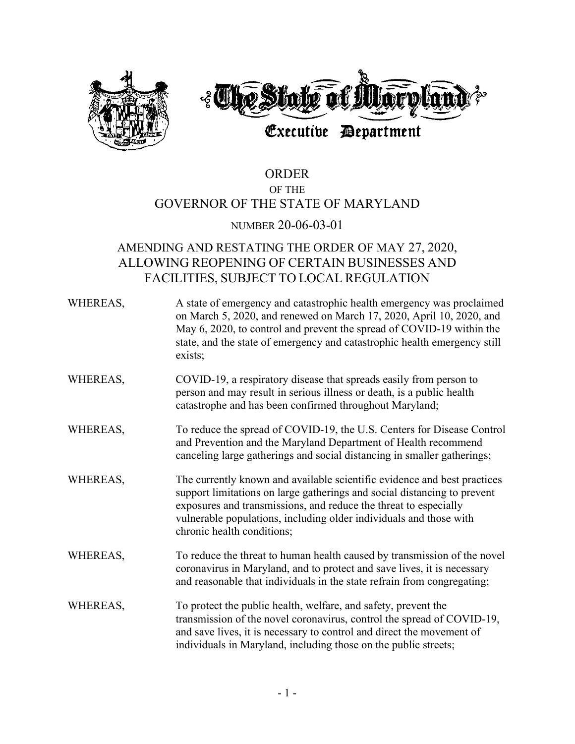The State of Maryland

Executive Department

# ORDER
## OF THE
## GOVERNOR OF THE STATE OF MARYLAND

### NUMBER 20-06-03-01

### AMENDING AND RESTATING THE ORDER OF MAY 27, 2020, ALLOWING REOPENING OF CERTAIN BUSINESSES AND FACILITIES, SUBJECT TO LOCAL REGULATION

WHEREAS, A state of emergency and catastrophic health emergency was proclaimed on March 5, 2020, and renewed on March 17, 2020, April 10, 2020, and May 6, 2020, to control and prevent the spread of COVID-19 within the state, and the state of emergency and catastrophic health emergency still exists;

WHEREAS, COVID-19, a respiratory disease that spreads easily from person to person and may result in serious illness or death, is a public health catastrophe and has been confirmed throughout Maryland;

WHEREAS, To reduce the spread of COVID-19, the U.S. Centers for Disease Control and Prevention and the Maryland Department of Health recommend canceling large gatherings and social distancing in smaller gatherings;

WHEREAS, The currently known and available scientific evidence and best practices support limitations on large gatherings and social distancing to prevent exposures and transmissions, and reduce the threat to especially vulnerable populations, including older individuals and those with chronic health conditions;

WHEREAS, To reduce the threat to human health caused by transmission of the novel coronavirus in Maryland, and to protect and save lives, it is necessary and reasonable that individuals in the state refrain from congregating;

WHEREAS, To protect the public health, welfare, and safety, prevent the transmission of the novel coronavirus, control the spread of COVID-19, and save lives, it is necessary to control and direct the movement of individuals in Maryland, including those on the public streets;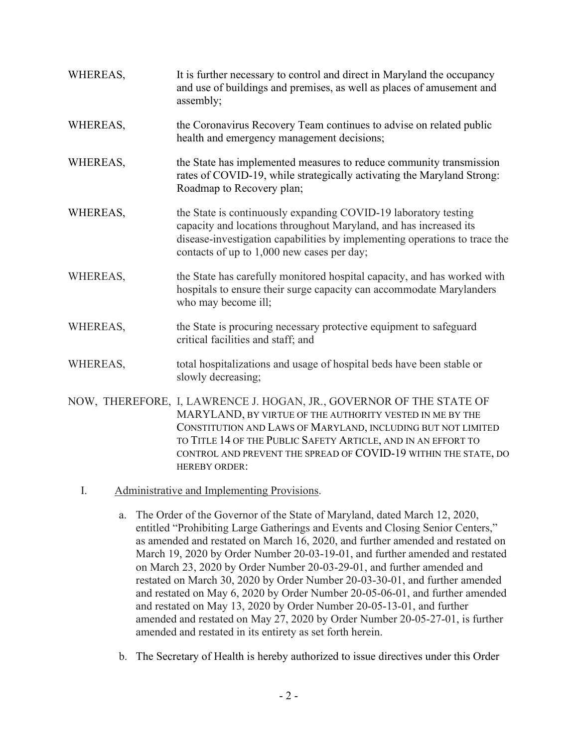WHEREAS, It is further necessary to control and direct in Maryland the occupancy and use of buildings and premises, as well as places of amusement and assembly;

WHEREAS, the Coronavirus Recovery Team continues to advise on related public health and emergency management decisions;

WHEREAS, the State has implemented measures to reduce community transmission rates of COVID-19, while strategically activating the Maryland Strong: Roadmap to Recovery plan;

WHEREAS, the State is continuously expanding COVID-19 laboratory testing capacity and locations throughout Maryland, and has increased its disease-investigation capabilities by implementing operations to trace the contacts of up to 1,000 new cases per day;

WHEREAS, the State has carefully monitored hospital capacity, and has worked with hospitals to ensure their surge capacity can accommodate Marylanders who may become ill;

WHEREAS, the State is procuring necessary protective equipment to safeguard critical facilities and staff; and

WHEREAS, total hospitalizations and usage of hospital beds have been stable or slowly decreasing;

NOW, THEREFORE, I, LAWRENCE J. HOGAN, JR., GOVERNOR OF THE STATE OF MARYLAND, BY VIRTUE OF THE AUTHORITY VESTED IN ME BY THE CONSTITUTION AND LAWS OF MARYLAND, INCLUDING BUT NOT LIMITED TO TITLE 14 OF THE PUBLIC SAFETY ARTICLE, AND IN AN EFFORT TO CONTROL AND PREVENT THE SPREAD OF COVID-19 WITHIN THE STATE, DO HEREBY ORDER:

I. Administrative and Implementing Provisions.

a. The Order of the Governor of the State of Maryland, dated March 12, 2020, entitled "Prohibiting Large Gatherings and Events and Closing Senior Centers," as amended and restated on March 16, 2020, and further amended and restated on March 19, 2020 by Order Number 20-03-19-01, and further amended and restated on March 23, 2020 by Order Number 20-03-29-01, and further amended and restated on March 30, 2020 by Order Number 20-03-30-01, and further amended and restated on May 6, 2020 by Order Number 20-05-06-01, and further amended and restated on May 13, 2020 by Order Number 20-05-13-01, and further amended and restated on May 27, 2020 by Order Number 20-05-27-01, is further amended and restated in its entirety as set forth herein.

b. The Secretary of Health is hereby authorized to issue directives under this Order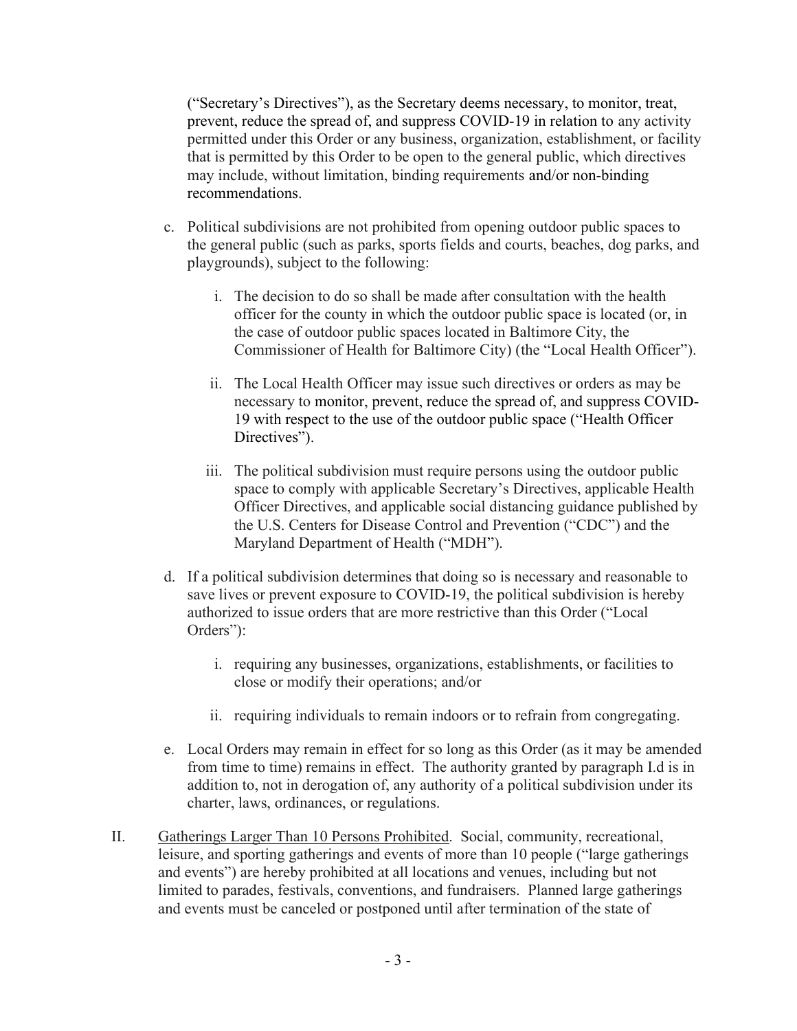("Secretary's Directives"), as the Secretary deems necessary, to monitor, treat, prevent, reduce the spread of, and suppress COVID-19 in relation to any activity permitted under this Order or any business, organization, establishment, or facility that is permitted by this Order to be open to the general public, which directives may include, without limitation, binding requirements and/or non-binding recommendations.

c. Political subdivisions are not prohibited from opening outdoor public spaces to the general public (such as parks, sports fields and courts, beaches, dog parks, and playgrounds), subject to the following:

   i. The decision to do so shall be made after consultation with the health officer for the county in which the outdoor public space is located (or, in the case of outdoor public spaces located in Baltimore City, the Commissioner of Health for Baltimore City) (the "Local Health Officer").

   ii. The Local Health Officer may issue such directives or orders as may be necessary to monitor, prevent, reduce the spread of, and suppress COVID-19 with respect to the use of the outdoor public space ("Health Officer Directives").

   iii. The political subdivision must require persons using the outdoor public space to comply with applicable Secretary's Directives, applicable Health Officer Directives, and applicable social distancing guidance published by the U.S. Centers for Disease Control and Prevention ("CDC") and the Maryland Department of Health ("MDH").

d. If a political subdivision determines that doing so is necessary and reasonable to save lives or prevent exposure to COVID-19, the political subdivision is hereby authorized to issue orders that are more restrictive than this Order ("Local Orders"):

   i. requiring any businesses, organizations, establishments, or facilities to close or modify their operations; and/or

   ii. requiring individuals to remain indoors or to refrain from congregating.

e. Local Orders may remain in effect for so long as this Order (as it may be amended from time to time) remains in effect. The authority granted by paragraph I.d is in addition to, not in derogation of, any authority of a political subdivision under its charter, laws, ordinances, or regulations.

II. <u>Gatherings Larger Than 10 Persons Prohibited</u>. Social, community, recreational, leisure, and sporting gatherings and events of more than 10 people ("large gatherings and events") are hereby prohibited at all locations and venues, including but not limited to parades, festivals, conventions, and fundraisers. Planned large gatherings and events must be canceled or postponed until after termination of the state of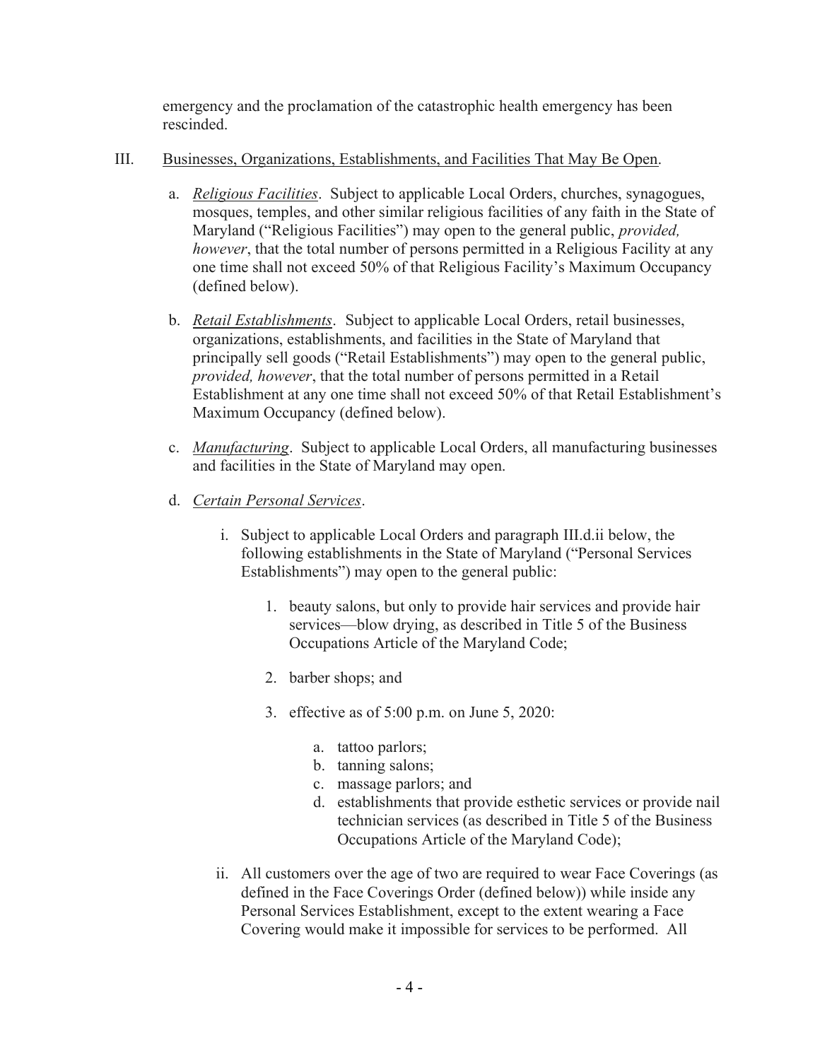emergency and the proclamation of the catastrophic health emergency has been rescinded.

III. Businesses, Organizations, Establishments, and Facilities That May Be Open.

   a. *Religious Facilities*. Subject to applicable Local Orders, churches, synagogues, mosques, temples, and other similar religious facilities of any faith in the State of Maryland ("Religious Facilities") may open to the general public, *provided, however*, that the total number of persons permitted in a Religious Facility at any one time shall not exceed 50% of that Religious Facility's Maximum Occupancy (defined below).

   b. *Retail Establishments*. Subject to applicable Local Orders, retail businesses, organizations, establishments, and facilities in the State of Maryland that principally sell goods ("Retail Establishments") may open to the general public, *provided, however*, that the total number of persons permitted in a Retail Establishment at any one time shall not exceed 50% of that Retail Establishment's Maximum Occupancy (defined below).

   c. *Manufacturing*. Subject to applicable Local Orders, all manufacturing businesses and facilities in the State of Maryland may open.

   d. *Certain Personal Services*.

      i. Subject to applicable Local Orders and paragraph III.d.ii below, the following establishments in the State of Maryland ("Personal Services Establishments") may open to the general public:

         1. beauty salons, but only to provide hair services and provide hair services—blow drying, as described in Title 5 of the Business Occupations Article of the Maryland Code;

         2. barber shops; and

         3. effective as of 5:00 p.m. on June 5, 2020:

            a. tattoo parlors;
            b. tanning salons;
            c. massage parlors; and
            d. establishments that provide esthetic services or provide nail technician services (as described in Title 5 of the Business Occupations Article of the Maryland Code);

      ii. All customers over the age of two are required to wear Face Coverings (as defined in the Face Coverings Order (defined below)) while inside any Personal Services Establishment, except to the extent wearing a Face Covering would make it impossible for services to be performed. All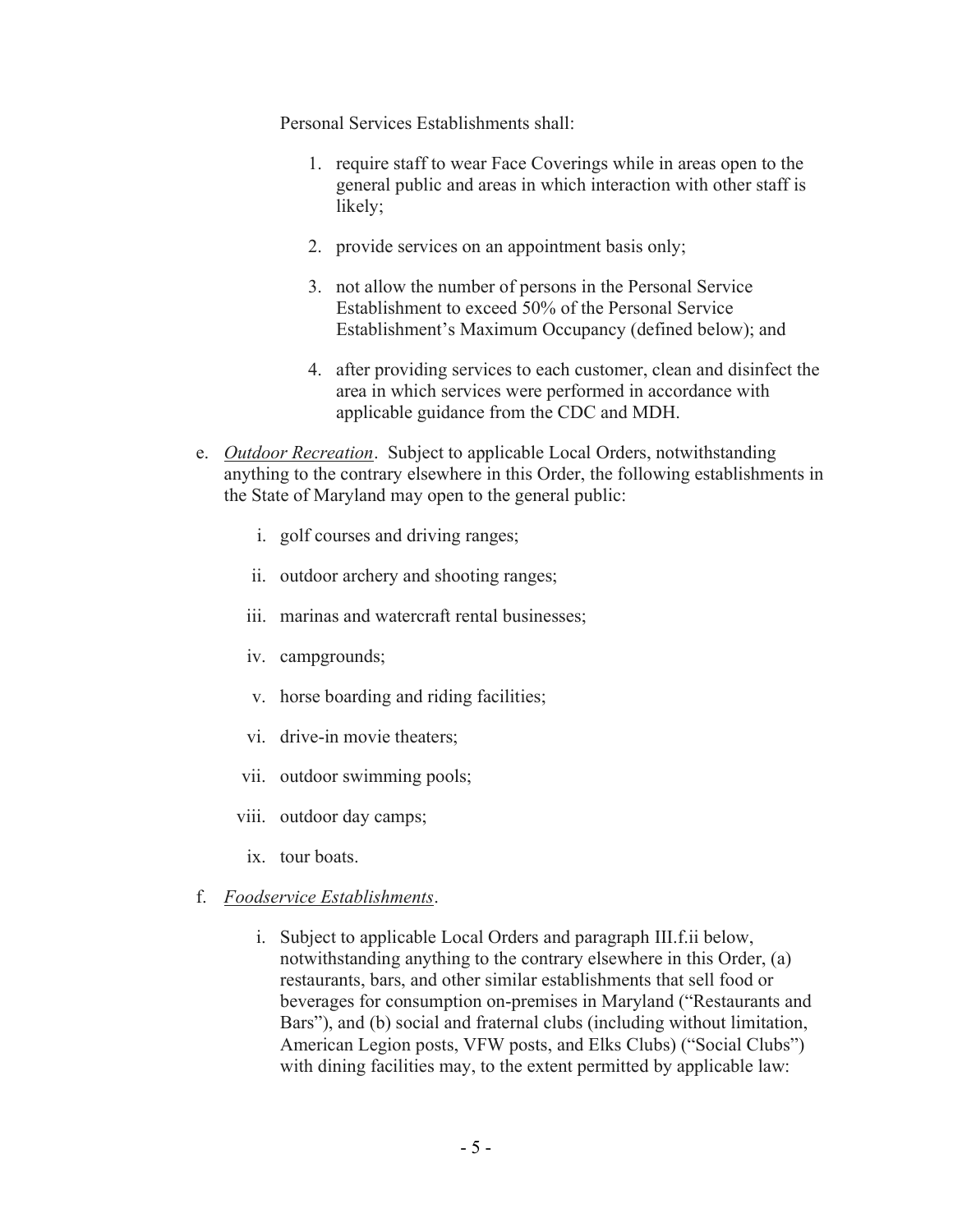Personal Services Establishments shall:

1. require staff to wear Face Coverings while in areas open to the general public and areas in which interaction with other staff is likely;
2. provide services on an appointment basis only;
3. not allow the number of persons in the Personal Service Establishment to exceed 50% of the Personal Service Establishment's Maximum Occupancy (defined below); and
4. after providing services to each customer, clean and disinfect the area in which services were performed in accordance with applicable guidance from the CDC and MDH.

e. *Outdoor Recreation*. Subject to applicable Local Orders, notwithstanding anything to the contrary elsewhere in this Order, the following establishments in the State of Maryland may open to the general public:

   i. golf courses and driving ranges;

   ii. outdoor archery and shooting ranges;

   iii. marinas and watercraft rental businesses;

   iv. campgrounds;

   v. horse boarding and riding facilities;

   vi. drive-in movie theaters;

   vii. outdoor swimming pools;

   viii. outdoor day camps;

   ix. tour boats.

f. *Foodservice Establishments*.

   i. Subject to applicable Local Orders and paragraph III.f.ii below, notwithstanding anything to the contrary elsewhere in this Order, (a) restaurants, bars, and other similar establishments that sell food or beverages for consumption on-premises in Maryland ("Restaurants and Bars"), and (b) social and fraternal clubs (including without limitation, American Legion posts, VFW posts, and Elks Clubs) ("Social Clubs") with dining facilities may, to the extent permitted by applicable law: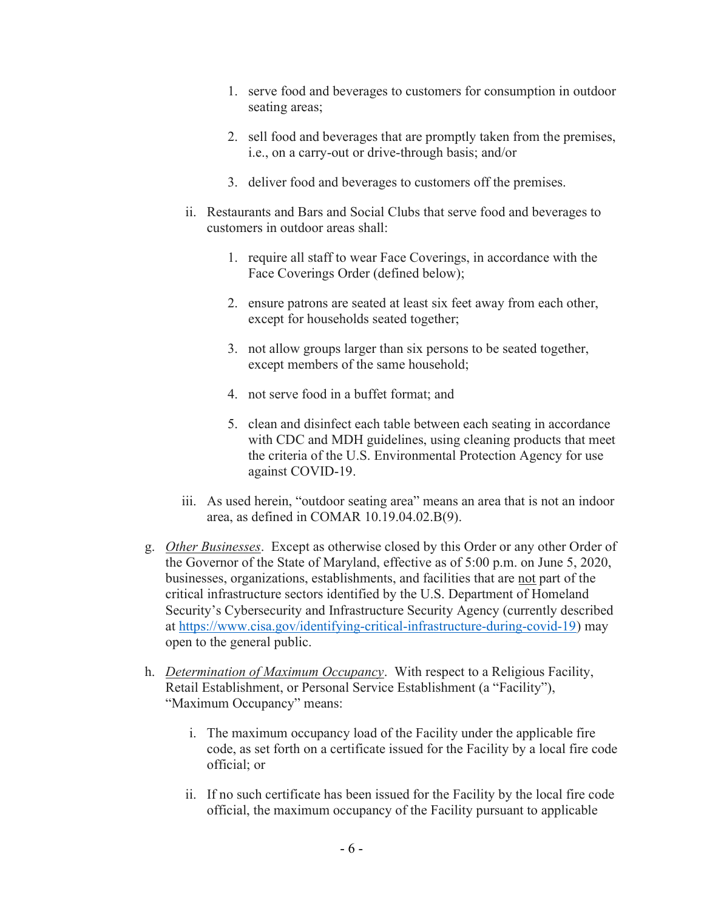1. serve food and beverages to customers for consumption in outdoor seating areas;

2. sell food and beverages that are promptly taken from the premises, i.e., on a carry-out or drive-through basis; and/or

3. deliver food and beverages to customers off the premises.

ii. Restaurants and Bars and Social Clubs that serve food and beverages to customers in outdoor areas shall:

1. require all staff to wear Face Coverings, in accordance with the Face Coverings Order (defined below);

2. ensure patrons are seated at least six feet away from each other, except for households seated together;

3. not allow groups larger than six persons to be seated together, except members of the same household;

4. not serve food in a buffet format; and

5. clean and disinfect each table between each seating in accordance with CDC and MDH guidelines, using cleaning products that meet the criteria of the U.S. Environmental Protection Agency for use against COVID-19.

iii. As used herein, "outdoor seating area" means an area that is not an indoor area, as defined in COMAR 10.19.04.02.B(9).

g. *Other Businesses*. Except as otherwise closed by this Order or any other Order of the Governor of the State of Maryland, effective as of 5:00 p.m. on June 5, 2020, businesses, organizations, establishments, and facilities that are not part of the critical infrastructure sectors identified by the U.S. Department of Homeland Security's Cybersecurity and Infrastructure Security Agency (currently described at https://www.cisa.gov/identifying-critical-infrastructure-during-covid-19) may open to the general public.

h. *Determination of Maximum Occupancy*. With respect to a Religious Facility, Retail Establishment, or Personal Service Establishment (a "Facility"), "Maximum Occupancy" means:

i. The maximum occupancy load of the Facility under the applicable fire code, as set forth on a certificate issued for the Facility by a local fire code official; or

ii. If no such certificate has been issued for the Facility by the local fire code official, the maximum occupancy of the Facility pursuant to applicable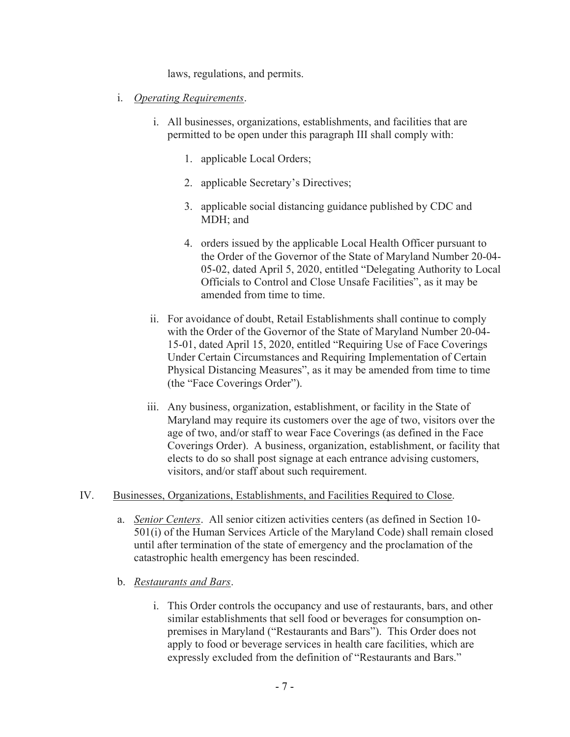laws, regulations, and permits.

i. *Operating Requirements*.

   i. All businesses, organizations, establishments, and facilities that are permitted to be open under this paragraph III shall comply with:

      1. applicable Local Orders;

      2. applicable Secretary's Directives;

      3. applicable social distancing guidance published by CDC and MDH; and

      4. orders issued by the applicable Local Health Officer pursuant to the Order of the Governor of the State of Maryland Number 20-04-05-02, dated April 5, 2020, entitled "Delegating Authority to Local Officials to Control and Close Unsafe Facilities", as it may be amended from time to time.

   ii. For avoidance of doubt, Retail Establishments shall continue to comply with the Order of the Governor of the State of Maryland Number 20-04-15-01, dated April 15, 2020, entitled "Requiring Use of Face Coverings Under Certain Circumstances and Requiring Implementation of Certain Physical Distancing Measures", as it may be amended from time to time (the "Face Coverings Order").

   iii. Any business, organization, establishment, or facility in the State of Maryland may require its customers over the age of two, visitors over the age of two, and/or staff to wear Face Coverings (as defined in the Face Coverings Order). A business, organization, establishment, or facility that elects to do so shall post signage at each entrance advising customers, visitors, and/or staff about such requirement.

IV. Businesses, Organizations, Establishments, and Facilities Required to Close.

a. *Senior Centers*. All senior citizen activities centers (as defined in Section 10-501(i) of the Human Services Article of the Maryland Code) shall remain closed until after termination of the state of emergency and the proclamation of the catastrophic health emergency has been rescinded.

b. *Restaurants and Bars*.

   i. This Order controls the occupancy and use of restaurants, bars, and other similar establishments that sell food or beverages for consumption on-premises in Maryland ("Restaurants and Bars"). This Order does not apply to food or beverage services in health care facilities, which are expressly excluded from the definition of "Restaurants and Bars."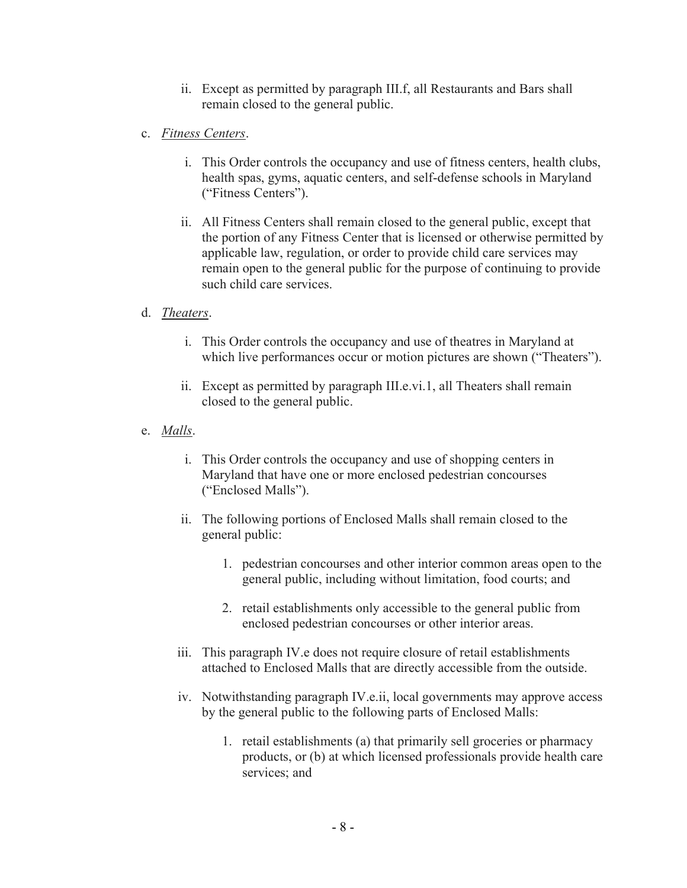ii. Except as permitted by paragraph III.f, all Restaurants and Bars shall remain closed to the general public.

c. *Fitness Centers*.

   i. This Order controls the occupancy and use of fitness centers, health clubs, health spas, gyms, aquatic centers, and self-defense schools in Maryland ("Fitness Centers").

   ii. All Fitness Centers shall remain closed to the general public, except that the portion of any Fitness Center that is licensed or otherwise permitted by applicable law, regulation, or order to provide child care services may remain open to the general public for the purpose of continuing to provide such child care services.

d. *Theaters*.

   i. This Order controls the occupancy and use of theatres in Maryland at which live performances occur or motion pictures are shown ("Theaters").

   ii. Except as permitted by paragraph III.e.vi.1, all Theaters shall remain closed to the general public.

e. *Malls*.

   i. This Order controls the occupancy and use of shopping centers in Maryland that have one or more enclosed pedestrian concourses ("Enclosed Malls").

   ii. The following portions of Enclosed Malls shall remain closed to the general public:

      1. pedestrian concourses and other interior common areas open to the general public, including without limitation, food courts; and

      2. retail establishments only accessible to the general public from enclosed pedestrian concourses or other interior areas.

   iii. This paragraph IV.e does not require closure of retail establishments attached to Enclosed Malls that are directly accessible from the outside.

   iv. Notwithstanding paragraph IV.e.ii, local governments may approve access by the general public to the following parts of Enclosed Malls:

      1. retail establishments (a) that primarily sell groceries or pharmacy products, or (b) at which licensed professionals provide health care services; and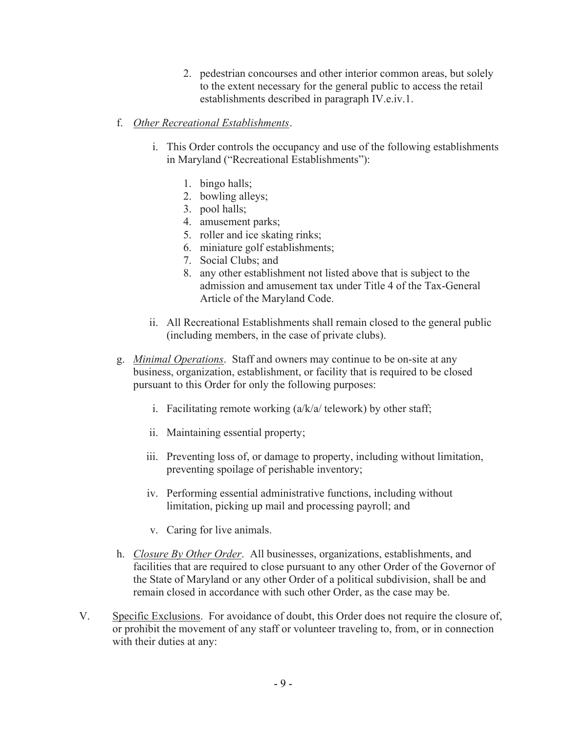2. pedestrian concourses and other interior common areas, but solely to the extent necessary for the general public to access the retail establishments described in paragraph IV.e.iv.1.

f. *Other Recreational Establishments*.

i. This Order controls the occupancy and use of the following establishments in Maryland ("Recreational Establishments"):

1. bingo halls;
2. bowling alleys;
3. pool halls;
4. amusement parks;
5. roller and ice skating rinks;
6. miniature golf establishments;
7. Social Clubs; and
8. any other establishment not listed above that is subject to the admission and amusement tax under Title 4 of the Tax-General Article of the Maryland Code.

ii. All Recreational Establishments shall remain closed to the general public (including members, in the case of private clubs).

g. *Minimal Operations*. Staff and owners may continue to be on-site at any business, organization, establishment, or facility that is required to be closed pursuant to this Order for only the following purposes:

i. Facilitating remote working (a/k/a/ telework) by other staff;

ii. Maintaining essential property;

iii. Preventing loss of, or damage to property, including without limitation, preventing spoilage of perishable inventory;

iv. Performing essential administrative functions, including without limitation, picking up mail and processing payroll; and

v. Caring for live animals.

h. *Closure By Other Order*. All businesses, organizations, establishments, and facilities that are required to close pursuant to any other Order of the Governor of the State of Maryland or any other Order of a political subdivision, shall be and remain closed in accordance with such other Order, as the case may be.

V. <u>Specific Exclusions</u>. For avoidance of doubt, this Order does not require the closure of, or prohibit the movement of any staff or volunteer traveling to, from, or in connection with their duties at any: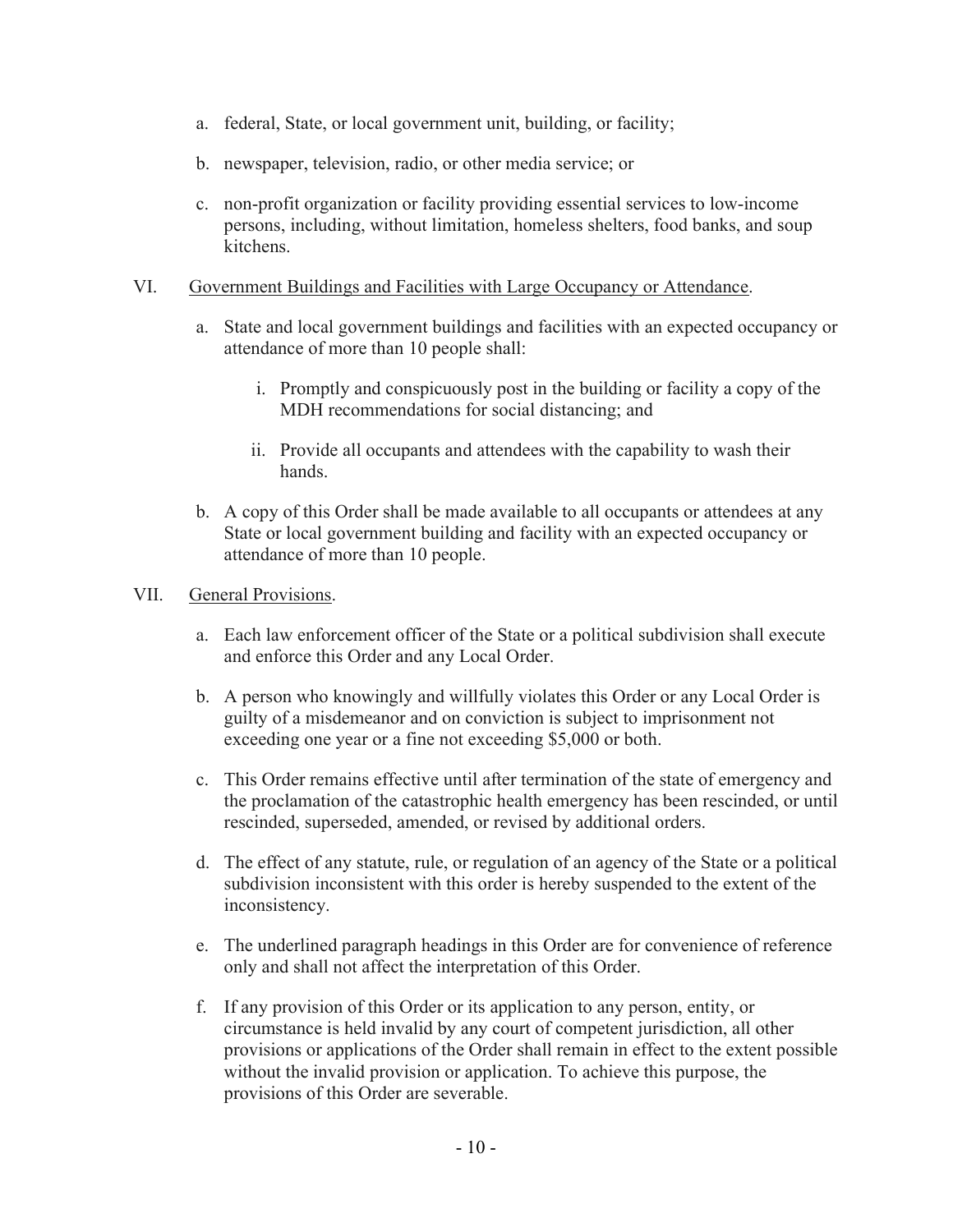a. federal, State, or local government unit, building, or facility;

b. newspaper, television, radio, or other media service; or

c. non-profit organization or facility providing essential services to low-income persons, including, without limitation, homeless shelters, food banks, and soup kitchens.

VI. <u>Government Buildings and Facilities with Large Occupancy or Attendance</u>.

a. State and local government buildings and facilities with an expected occupancy or attendance of more than 10 people shall:

i. Promptly and conspicuously post in the building or facility a copy of the MDH recommendations for social distancing; and

ii. Provide all occupants and attendees with the capability to wash their hands.

b. A copy of this Order shall be made available to all occupants or attendees at any State or local government building and facility with an expected occupancy or attendance of more than 10 people.

VII. <u>General Provisions</u>.

a. Each law enforcement officer of the State or a political subdivision shall execute and enforce this Order and any Local Order.

b. A person who knowingly and willfully violates this Order or any Local Order is guilty of a misdemeanor and on conviction is subject to imprisonment not exceeding one year or a fine not exceeding $5,000 or both.

c. This Order remains effective until after termination of the state of emergency and the proclamation of the catastrophic health emergency has been rescinded, or until rescinded, superseded, amended, or revised by additional orders.

d. The effect of any statute, rule, or regulation of an agency of the State or a political subdivision inconsistent with this order is hereby suspended to the extent of the inconsistency.

e. The underlined paragraph headings in this Order are for convenience of reference only and shall not affect the interpretation of this Order.

f. If any provision of this Order or its application to any person, entity, or circumstance is held invalid by any court of competent jurisdiction, all other provisions or applications of the Order shall remain in effect to the extent possible without the invalid provision or application. To achieve this purpose, the provisions of this Order are severable.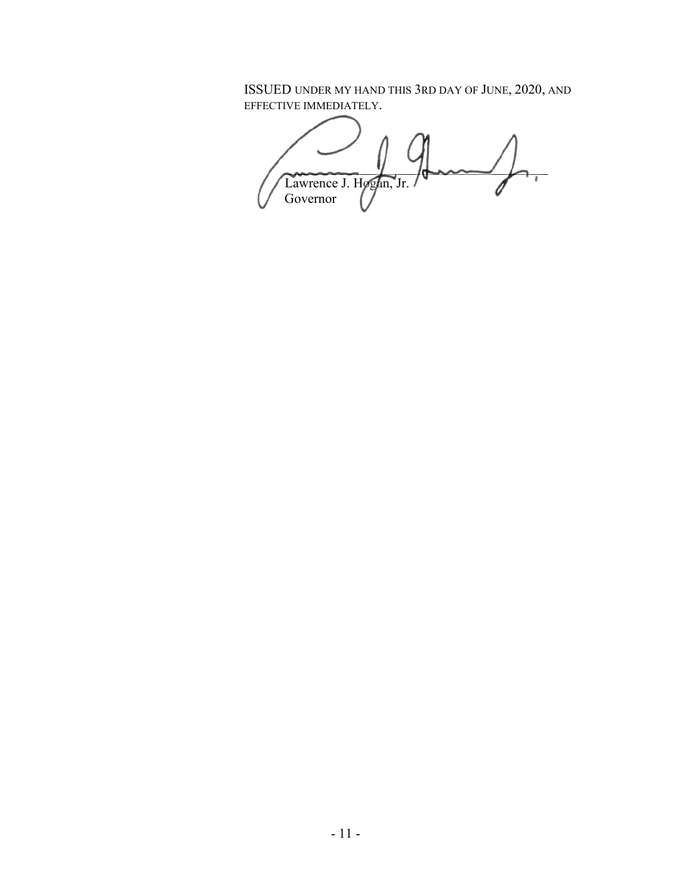ISSUED UNDER MY HAND THIS 3RD DAY OF JUNE, 2020, AND EFFECTIVE IMMEDIATELY.

Lawrence J. Hogan, Jr.
Governor